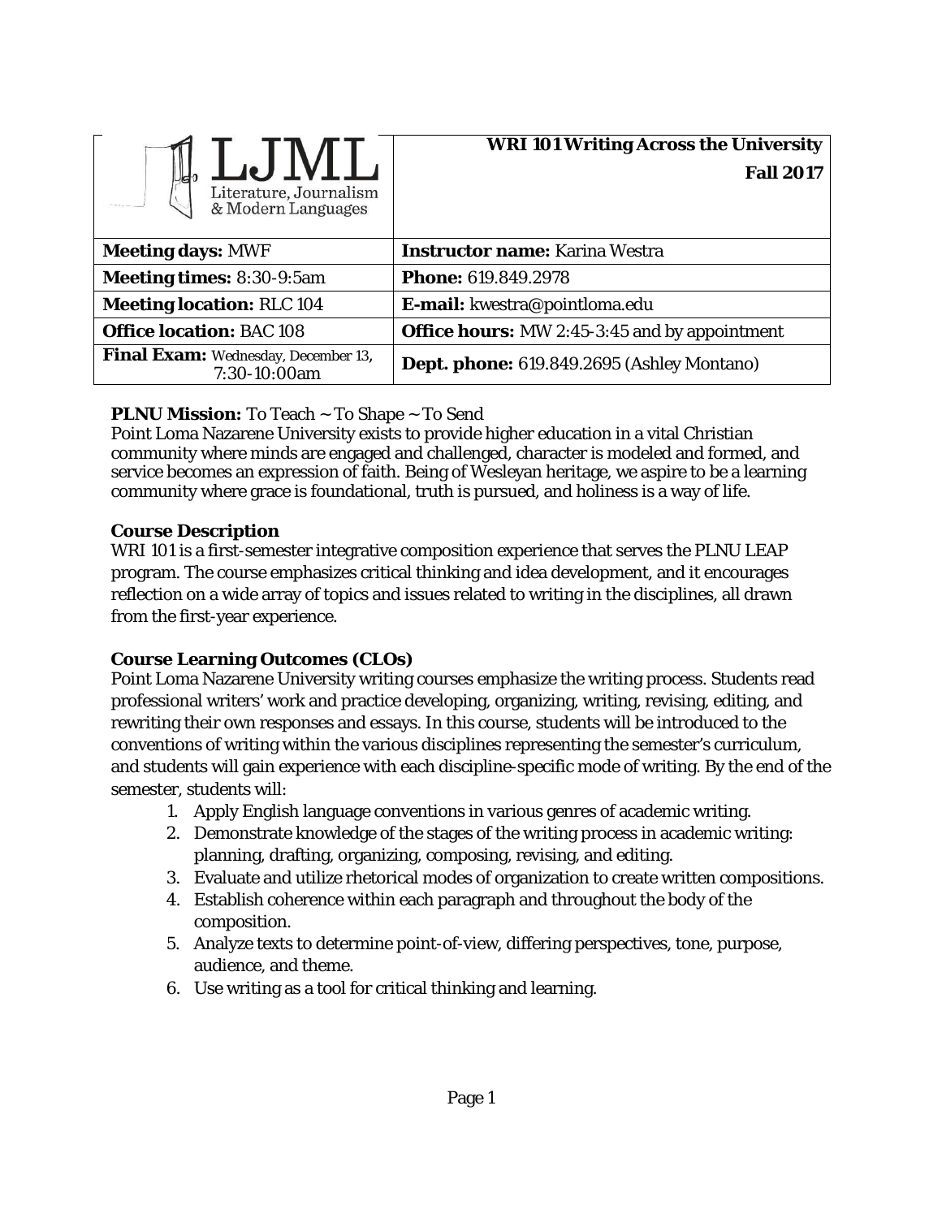| LJML Literature, Journalism & Modern Languages | **WRI 101 Writing Across the University** **Fall 2017** |
|---|---|
| **Meeting days:** MWF | **Instructor name:** Karina Westra |
| **Meeting times:** 8:30-9:5am | **Phone:** 619.849.2978 |
| **Meeting location:** RLC 104 | **E-mail:** kwestra@pointloma.edu |
| **Office location:** BAC 108 | **Office hours:** MW 2:45-3:45 and by appointment |
| **Final Exam:** Wednesday, December 13, 7:30-10:00am | **Dept. phone:** 619.849.2695 (Ashley Montano) |

**PLNU Mission:** To Teach ~ To Shape ~ To Send
Point Loma Nazarene University exists to provide higher education in a vital Christian community where minds are engaged and challenged, character is modeled and formed, and service becomes an expression of faith. Being of Wesleyan heritage, we aspire to be a learning community where grace is foundational, truth is pursued, and holiness is a way of life.

**Course Description**

WRI 101 is a first-semester integrative composition experience that serves the PLNU LEAP program. The course emphasizes critical thinking and idea development, and it encourages reflection on a wide array of topics and issues related to writing in the disciplines, all drawn from the first-year experience.

**Course Learning Outcomes (CLOs)**

Point Loma Nazarene University writing courses emphasize the writing process. Students read professional writers' work and practice developing, organizing, writing, revising, editing, and rewriting their own responses and essays. In this course, students will be introduced to the conventions of writing within the various disciplines representing the semester's curriculum, and students will gain experience with each discipline-specific mode of writing. By the end of the semester, students will:

1. Apply English language conventions in various genres of academic writing.
2. Demonstrate knowledge of the stages of the writing process in academic writing: planning, drafting, organizing, composing, revising, and editing.
3. Evaluate and utilize rhetorical modes of organization to create written compositions.
4. Establish coherence within each paragraph and throughout the body of the composition.
5. Analyze texts to determine point-of-view, differing perspectives, tone, purpose, audience, and theme.
6. Use writing as a tool for critical thinking and learning.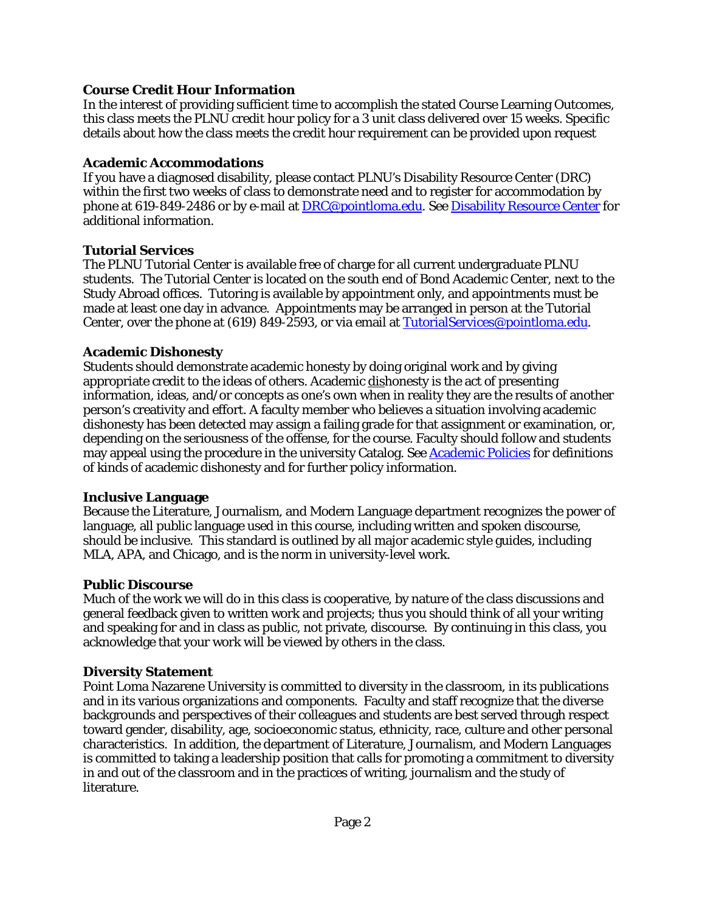**Course Credit Hour Information**

In the interest of providing sufficient time to accomplish the stated Course Learning Outcomes, this class meets the PLNU credit hour policy for a 3 unit class delivered over 15 weeks. Specific details about how the class meets the credit hour requirement can be provided upon request

**Academic Accommodations**

If you have a diagnosed disability, please contact PLNU's Disability Resource Center (DRC) within the first two weeks of class to demonstrate need and to register for accommodation by phone at 619-849-2486 or by e-mail at DRC@pointloma.edu. See Disability Resource Center for additional information.

**Tutorial Services**

The PLNU Tutorial Center is available free of charge for all current undergraduate PLNU students. The Tutorial Center is located on the south end of Bond Academic Center, next to the Study Abroad offices. Tutoring is available by appointment only, and appointments must be made at least one day in advance. Appointments may be arranged in person at the Tutorial Center, over the phone at (619) 849-2593, or via email at TutorialServices@pointloma.edu.

**Academic Dishonesty**

Students should demonstrate academic honesty by doing original work and by giving appropriate credit to the ideas of others. Academic dishonesty is the act of presenting information, ideas, and/or concepts as one's own when in reality they are the results of another person's creativity and effort. A faculty member who believes a situation involving academic dishonesty has been detected may assign a failing grade for that assignment or examination, or, depending on the seriousness of the offense, for the course. Faculty should follow and students may appeal using the procedure in the university Catalog. See Academic Policies for definitions of kinds of academic dishonesty and for further policy information.

**Inclusive Language**

Because the Literature, Journalism, and Modern Language department recognizes the power of language, all public language used in this course, including written and spoken discourse, should be inclusive. This standard is outlined by all major academic style guides, including MLA, APA, and Chicago, and is the norm in university-level work.

**Public Discourse**

Much of the work we will do in this class is cooperative, by nature of the class discussions and general feedback given to written work and projects; thus you should think of all your writing and speaking for and in class as public, not private, discourse. By continuing in this class, you acknowledge that your work will be viewed by others in the class.

**Diversity Statement**

Point Loma Nazarene University is committed to diversity in the classroom, in its publications and in its various organizations and components. Faculty and staff recognize that the diverse backgrounds and perspectives of their colleagues and students are best served through respect toward gender, disability, age, socioeconomic status, ethnicity, race, culture and other personal characteristics. In addition, the department of Literature, Journalism, and Modern Languages is committed to taking a leadership position that calls for promoting a commitment to diversity in and out of the classroom and in the practices of writing, journalism and the study of literature.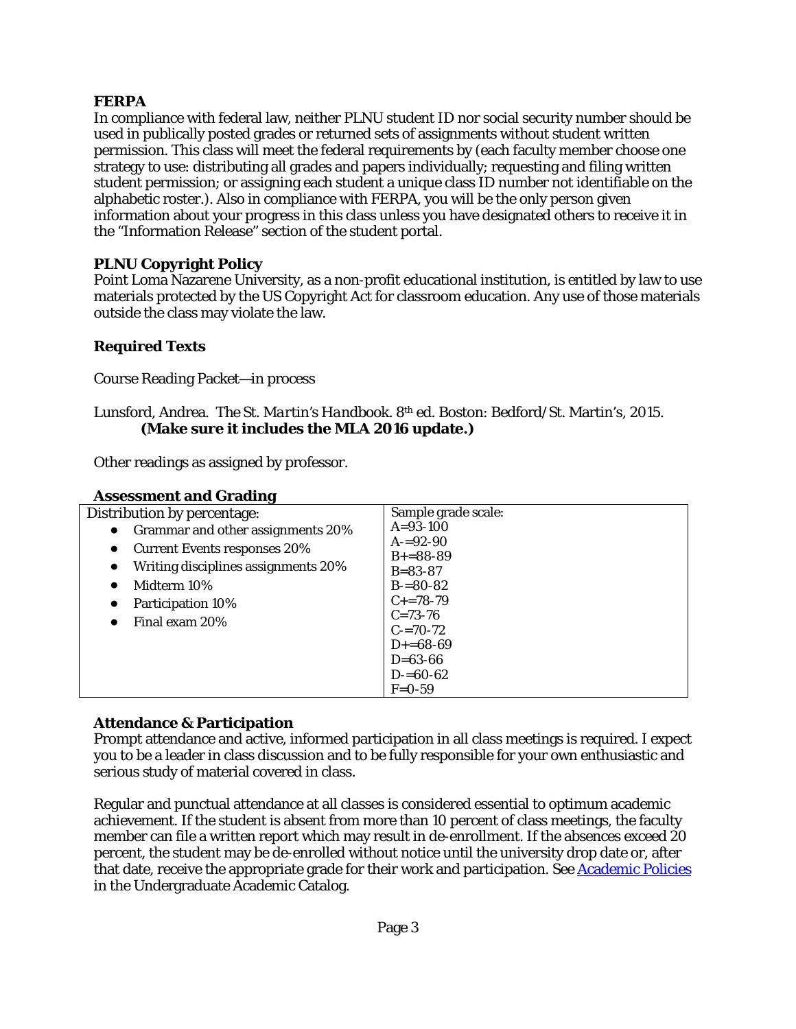**FERPA**
In compliance with federal law, neither PLNU student ID nor social security number should be used in publically posted grades or returned sets of assignments without student written permission. This class will meet the federal requirements by (each faculty member choose one strategy to use: distributing all grades and papers individually; requesting and filing written student permission; or assigning each student a unique class ID number not identifiable on the alphabetic roster.). Also in compliance with FERPA, you will be the only person given information about your progress in this class unless you have designated others to receive it in the "Information Release" section of the student portal.

**PLNU Copyright Policy**
Point Loma Nazarene University, as a non-profit educational institution, is entitled by law to use materials protected by the US Copyright Act for classroom education. Any use of those materials outside the class may violate the law.

**Required Texts**

Course Reading Packet—in process

Lunsford, Andrea. *The St. Martin's Handbook*. 8th ed. Boston: Bedford/St. Martin's, 2015.
**(Make sure it includes the MLA 2016 update.)**

Other readings as assigned by professor.

**Assessment and Grading**

| Distribution by percentage: | Sample grade scale: |
|---|---|
| • Grammar and other assignments 20%<br>• Current Events responses 20%<br>• Writing disciplines assignments 20%<br>• Midterm 10%<br>• Participation 10%<br>• Final exam 20% | A=93-100<br>A-=92-90<br>B+=88-89<br>B=83-87<br>B-=80-82<br>C+=78-79<br>C=73-76<br>C-=70-72<br>D+=68-69<br>D=63-66<br>D-=60-62<br>F=0-59 |

**Attendance & Participation**
Prompt attendance and active, informed participation in all class meetings is required. I expect you to be a leader in class discussion and to be fully responsible for your own enthusiastic and serious study of material covered in class.

Regular and punctual attendance at all classes is considered essential to optimum academic achievement. If the student is absent from more than 10 percent of class meetings, the faculty member can file a written report which may result in de-enrollment. If the absences exceed 20 percent, the student may be de-enrolled without notice until the university drop date or, after that date, receive the appropriate grade for their work and participation. See [Academic Policies](#) in the Undergraduate Academic Catalog.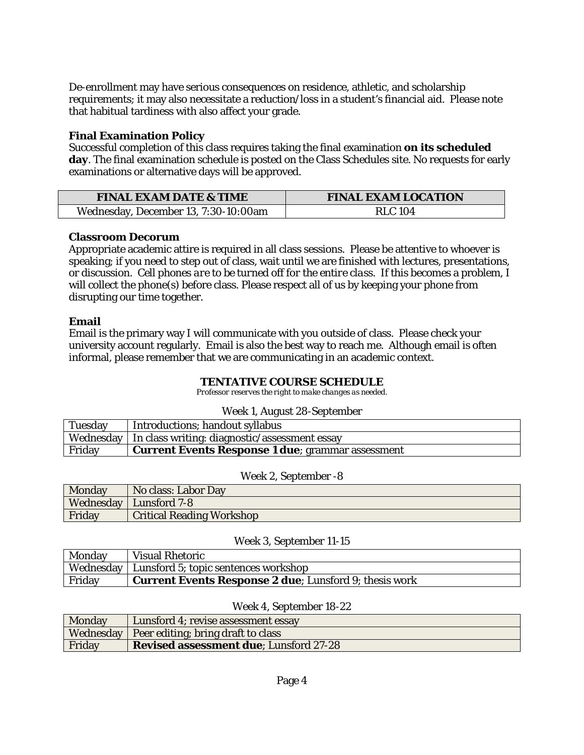De-enrollment may have serious consequences on residence, athletic, and scholarship requirements; it may also necessitate a reduction/loss in a student's financial aid. Please note that habitual tardiness with also affect your grade.

**Final Examination Policy**
Successful completion of this class requires taking the final examination **on its scheduled day**. The final examination schedule is posted on the Class Schedules site. No requests for early examinations or alternative days will be approved.

| FINAL EXAM DATE & TIME | FINAL EXAM LOCATION |
|---|---|
| Wednesday, December 13, 7:30-10:00am | RLC 104 |

**Classroom Decorum**
Appropriate academic attire is required in all class sessions. Please be attentive to whoever is speaking; if you need to step out of class, wait until we are finished with lectures, presentations, or discussion. *Cell phones are to be turned off for the entire class.* If this becomes a problem, I will collect the phone(s) before class. Please respect all of us by keeping your phone from disrupting our time together.

**Email**
Email is the primary way I will communicate with you outside of class. Please check your university account regularly. Email is also the best way to reach me. Although email is often informal, please remember that we are communicating in an academic context.

## TENTATIVE COURSE SCHEDULE

*Professor reserves the right to make changes as needed.*

Week 1, August 28-September

| | |
|---|---|
| Tuesday | Introductions; handout syllabus |
| Wednesday | In class writing: diagnostic/assessment essay |
| Friday | **Current Events Response 1 due**; grammar assessment |

Week 2, September -8

| | |
|---|---|
| Monday | No class: Labor Day |
| Wednesday | Lunsford 7-8 |
| Friday | Critical Reading Workshop |

Week 3, September 11-15

| | |
|---|---|
| Monday | Visual Rhetoric |
| Wednesday | Lunsford 5; topic sentences workshop |
| Friday | **Current Events Response 2 due**; Lunsford 9; thesis work |

Week 4, September 18-22

| | |
|---|---|
| Monday | Lunsford 4; revise assessment essay |
| Wednesday | Peer editing; bring draft to class |
| Friday | **Revised assessment due**; Lunsford 27-28 |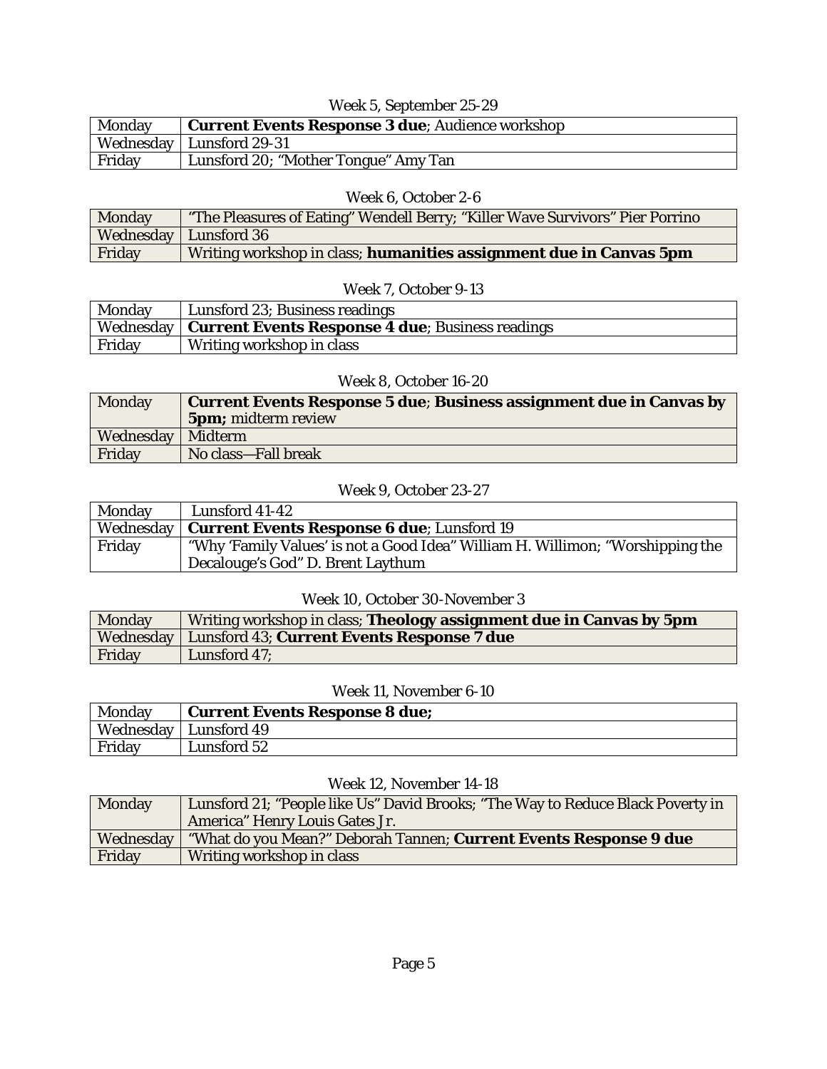Week 5, September 25-29

| | |
|---|---|
| Monday | **Current Events Response 3 due**; Audience workshop |
| Wednesday | Lunsford 29-31 |
| Friday | Lunsford 20; "Mother Tongue" Amy Tan |

Week 6, October 2-6

| | |
|---|---|
| Monday | "The Pleasures of Eating" Wendell Berry; "Killer Wave Survivors" Pier Porrino |
| Wednesday | Lunsford 36 |
| Friday | Writing workshop in class; **humanities assignment due in Canvas 5pm** |

Week 7, October 9-13

| | |
|---|---|
| Monday | Lunsford 23; Business readings |
| Wednesday | **Current Events Response 4 due**; Business readings |
| Friday | Writing workshop in class |

Week 8, October 16-20

| | |
|---|---|
| Monday | **Current Events Response 5 due**; **Business assignment due in Canvas by 5pm;** midterm review |
| Wednesday | Midterm |
| Friday | No class—Fall break |

Week 9, October 23-27

| | |
|---|---|
| Monday | Lunsford 41-42 |
| Wednesday | **Current Events Response 6 due**; Lunsford 19 |
| Friday | "Why 'Family Values' is not a Good Idea" William H. Willimon; "Worshipping the Decalouge's God" D. Brent Laythum |

Week 10, October 30-November 3

| | |
|---|---|
| Monday | Writing workshop in class; **Theology assignment due in Canvas by 5pm** |
| Wednesday | Lunsford 43; **Current Events Response 7 due** |
| Friday | Lunsford 47; |

Week 11, November 6-10

| | |
|---|---|
| Monday | **Current Events Response 8 due;** |
| Wednesday | Lunsford 49 |
| Friday | Lunsford 52 |

Week 12, November 14-18

| | |
|---|---|
| Monday | Lunsford 21; "People like Us" David Brooks; "The Way to Reduce Black Poverty in America" Henry Louis Gates Jr. |
| Wednesday | "What do you Mean?" Deborah Tannen; **Current Events Response 9 due** |
| Friday | Writing workshop in class |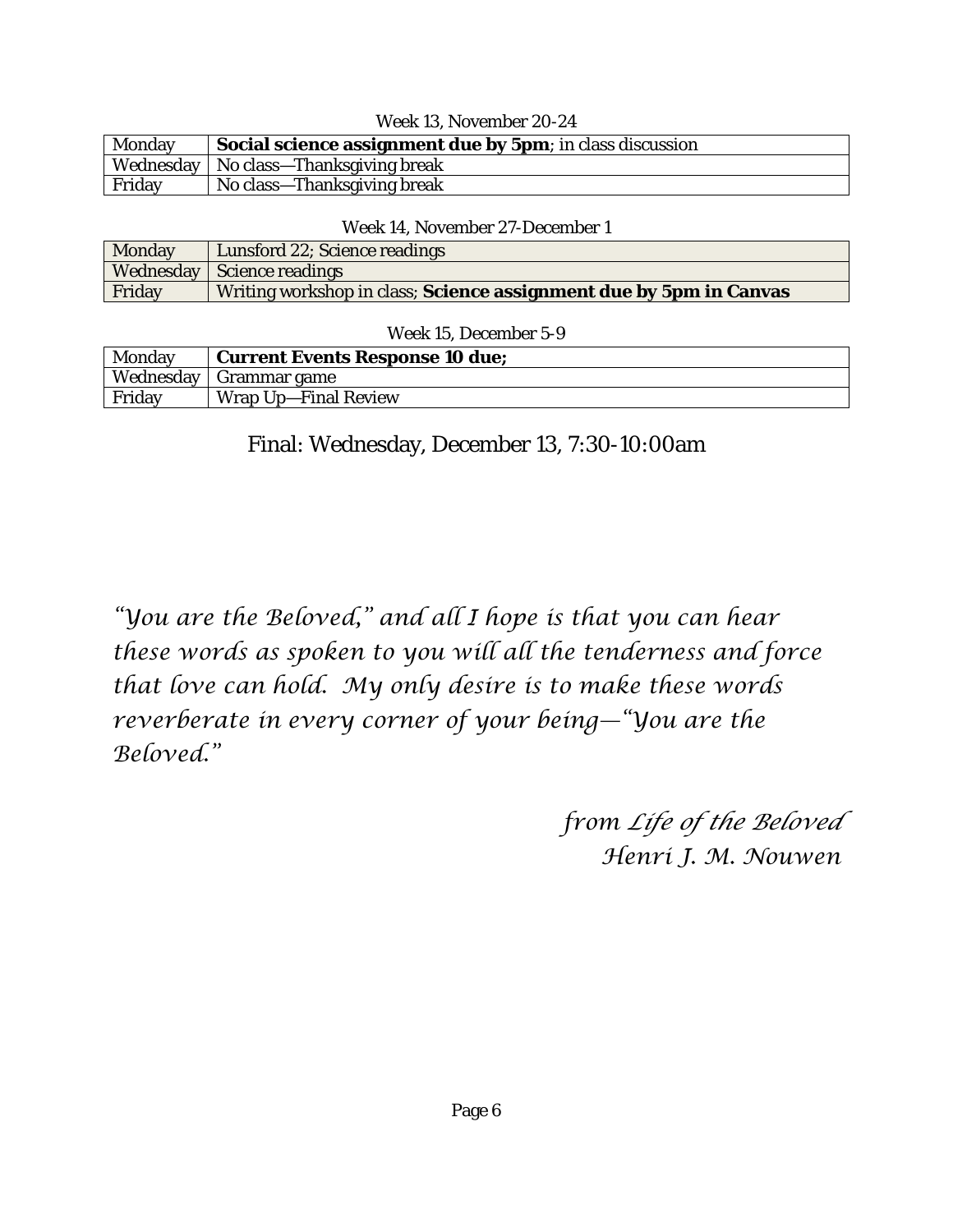Week 13, November 20-24

| | |
|---|---|
| Monday | **Social science assignment due by 5pm**; in class discussion |
| Wednesday | No class—Thanksgiving break |
| Friday | No class—Thanksgiving break |

Week 14, November 27-December 1

| | |
|---|---|
| Monday | Lunsford 22; Science readings |
| Wednesday | Science readings |
| Friday | Writing workshop in class; **Science assignment due by 5pm in Canvas** |

Week 15, December 5-9

| | |
|---|---|
| Monday | **Current Events Response 10 due;** |
| Wednesday | Grammar game |
| Friday | Wrap Up—Final Review |

Final: Wednesday, December 13, 7:30-10:00am

*"You are the Beloved," and all I hope is that you can hear these words as spoken to you will all the tenderness and force that love can hold. My only desire is to make these words reverberate in every corner of your being—"You are the Beloved."*

*from Life of the Beloved*
*Henri J. M. Nouwen*